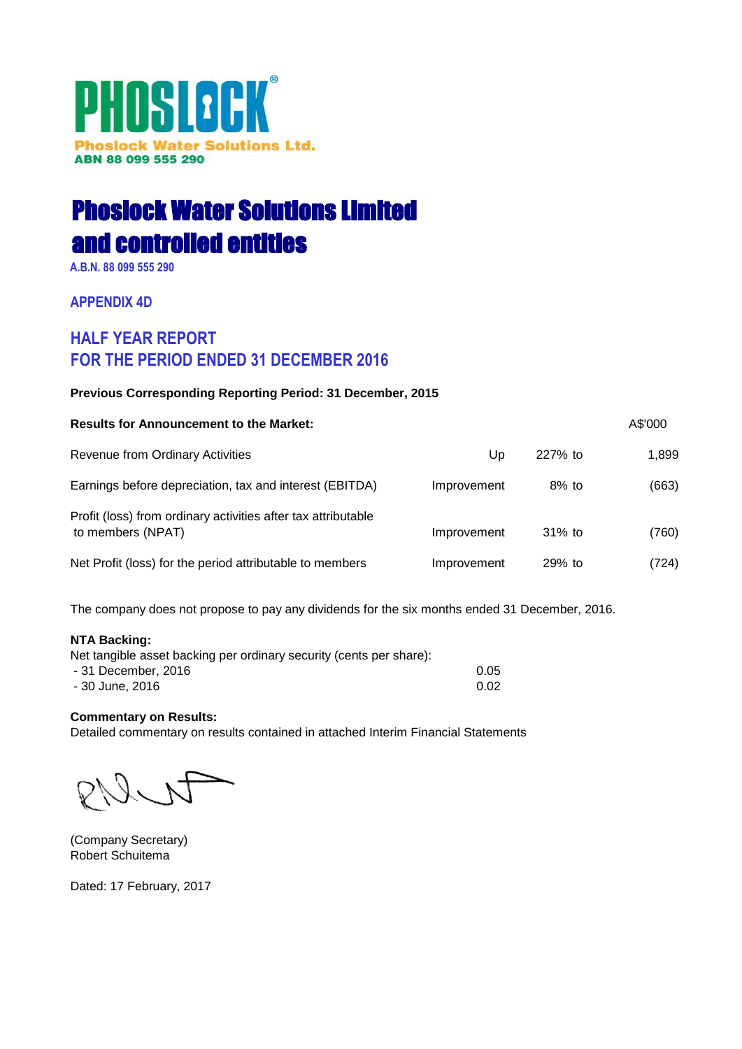**PHOSLOCK®**

Phoslock Water Solutions Ltd.
ABN 88 099 555 290

# Phoslock Water Solutions Limited and controlled entities

A.B.N. 88 099 555 290

## APPENDIX 4D

## HALF YEAR REPORT
## FOR THE PERIOD ENDED 31 DECEMBER 2016

**Previous Corresponding Reporting Period: 31 December, 2015**

| **Results for Announcement to the Market:** | | | A$'000 |
|---|---|---|---|
| Revenue from Ordinary Activities | Up | 227% to | 1,899 |
| Earnings before depreciation, tax and interest (EBITDA) | Improvement | 8% to | (663) |
| Profit (loss) from ordinary activities after tax attributable to members (NPAT) | Improvement | 31% to | (760) |
| Net Profit (loss) for the period attributable to members | Improvement | 29% to | (724) |

The company does not propose to pay any dividends for the six months ended 31 December, 2016.

**NTA Backing:**
Net tangible asset backing per ordinary security (cents per share):

| | |
|---|---|
| - 31 December, 2016 | 0.05 |
| - 30 June, 2016 | 0.02 |

**Commentary on Results:**
Detailed commentary on results contained in attached Interim Financial Statements

(Company Secretary)
Robert Schuitema

Dated: 17 February, 2017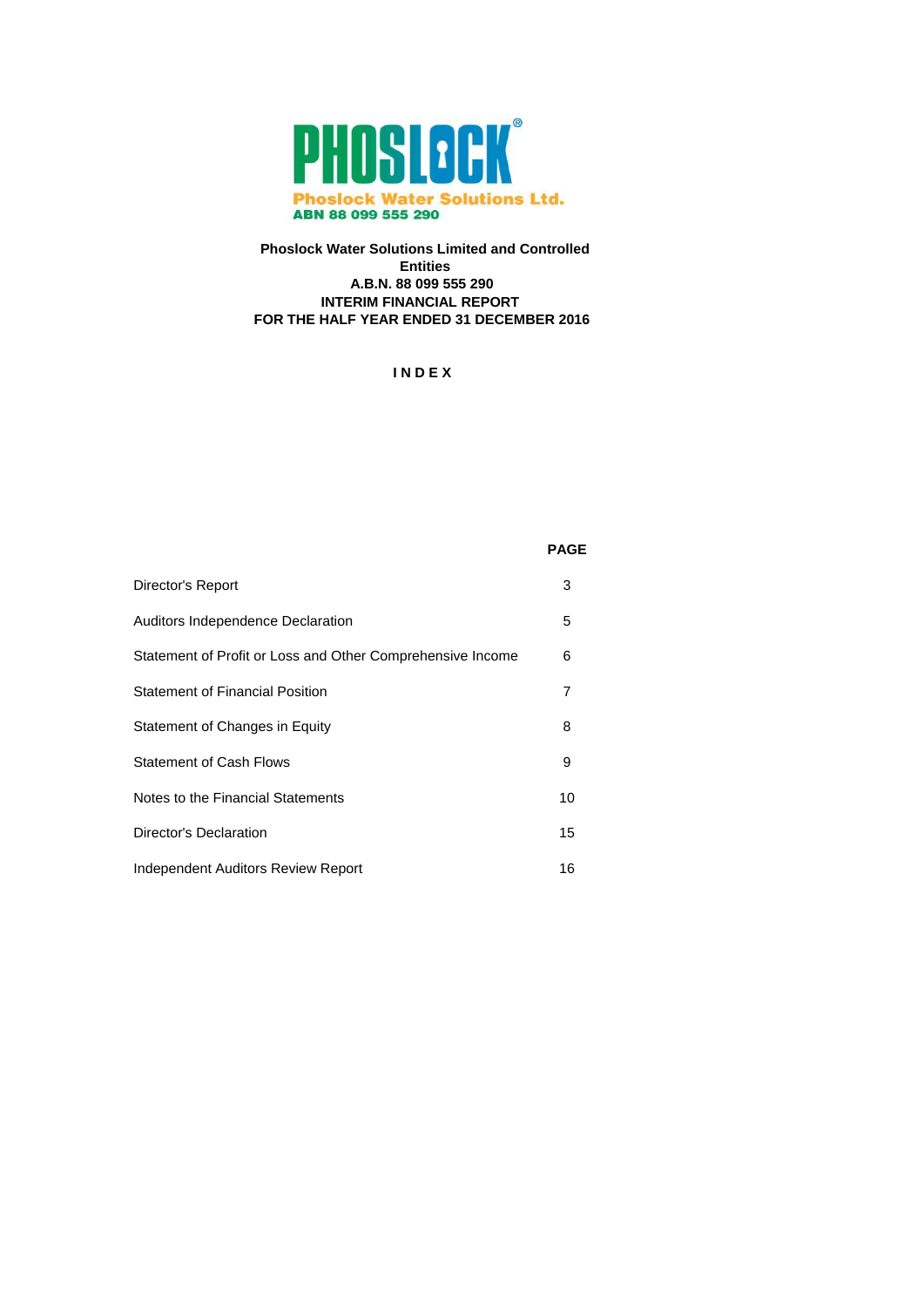PHOSLOCK®

Phoslock Water Solutions Ltd.
ABN 88 099 555 290

**Phoslock Water Solutions Limited and Controlled Entities**
**A.B.N. 88 099 555 290**
**INTERIM FINANCIAL REPORT**
**FOR THE HALF YEAR ENDED 31 DECEMBER 2016**

**I N D E X**

| | **PAGE** |
|---|---|
| Director's Report | 3 |
| Auditors Independence Declaration | 5 |
| Statement of Profit or Loss and Other Comprehensive Income | 6 |
| Statement of Financial Position | 7 |
| Statement of Changes in Equity | 8 |
| Statement of Cash Flows | 9 |
| Notes to the Financial Statements | 10 |
| Director's Declaration | 15 |
| Independent Auditors Review Report | 16 |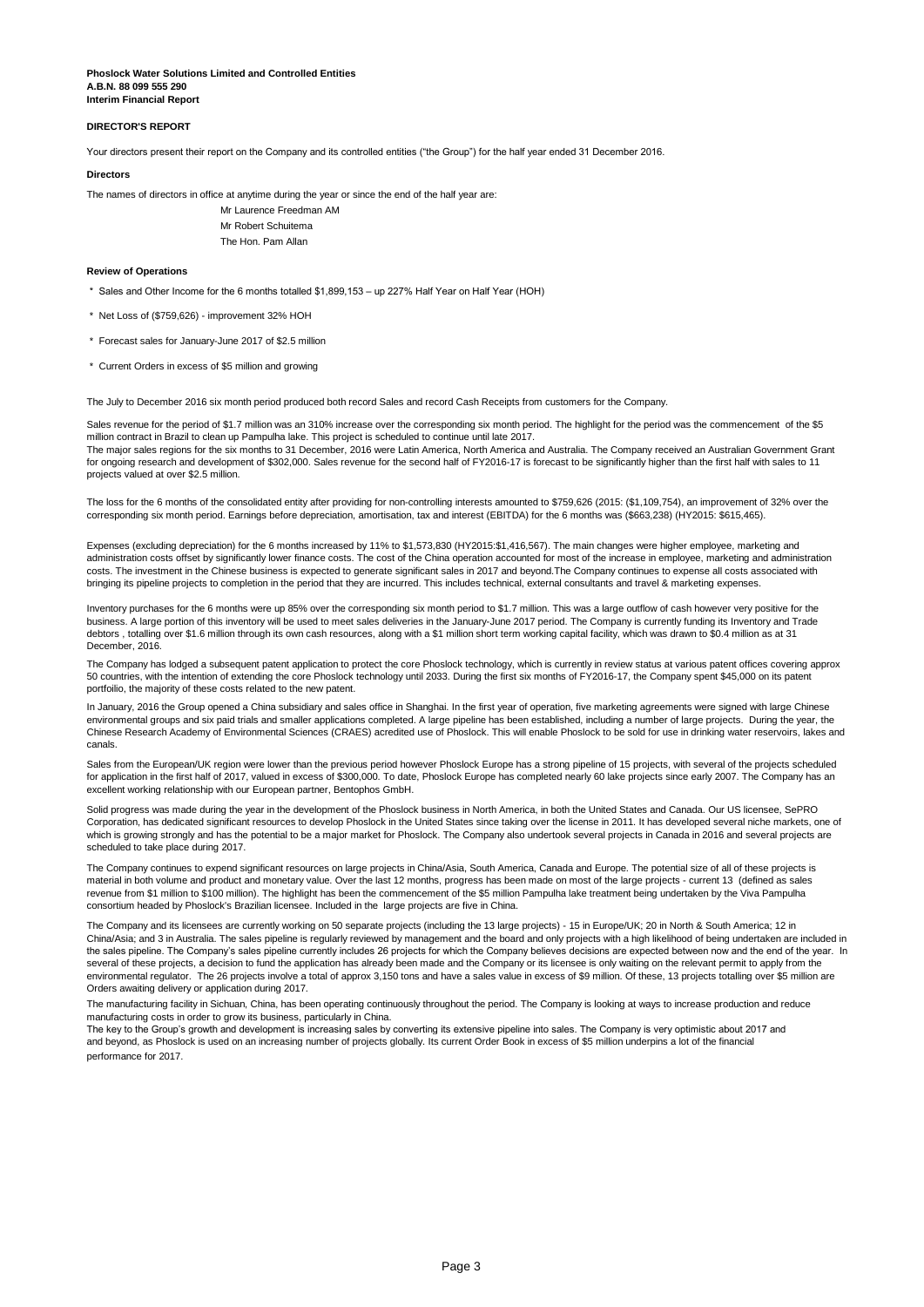**Phoslock Water Solutions Limited and Controlled Entities**
**A.B.N. 88 099 555 290**
**Interim Financial Report**

## DIRECTOR'S REPORT

Your directors present their report on the Company and its controlled entities ("the Group") for the half year ended 31 December 2016.

### Directors

The names of directors in office at anytime during the year or since the end of the half year are:

Mr Laurence Freedman AM
Mr Robert Schuitema
The Hon. Pam Allan

### Review of Operations

* Sales and Other Income for the 6 months totalled $1,899,153 – up 227% Half Year on Half Year (HOH)
* Net Loss of ($759,626) - improvement 32% HOH
* Forecast sales for January-June 2017 of $2.5 million
* Current Orders in excess of $5 million and growing

The July to December 2016 six month period produced both record Sales and record Cash Receipts from customers for the Company.

Sales revenue for the period of $1.7 million was an 310% increase over the corresponding six month period. The highlight for the period was the commencement of the $5 million contract in Brazil to clean up Pampulha lake. This project is scheduled to continue until late 2017.
The major sales regions for the six months to 31 December, 2016 were Latin America, North America and Australia. The Company received an Australian Government Grant for ongoing research and development of $302,000. Sales revenue for the second half of FY2016-17 is forecast to be significantly higher than the first half with sales to 11 projects valued at over $2.5 million.

The loss for the 6 months of the consolidated entity after providing for non-controlling interests amounted to $759,626 (2015: ($1,109,754), an improvement of 32% over the corresponding six month period. Earnings before depreciation, amortisation, tax and interest (EBITDA) for the 6 months was ($663,238) (HY2015: $615,465).

Expenses (excluding depreciation) for the 6 months increased by 11% to $1,573,830 (HY2015:$1,416,567). The main changes were higher employee, marketing and administration costs offset by significantly lower finance costs. The cost of the China operation accounted for most of the increase in employee, marketing and administration costs. The investment in the Chinese business is expected to generate significant sales in 2017 and beyond.The Company continues to expense all costs associated with bringing its pipeline projects to completion in the period that they are incurred. This includes technical, external consultants and travel & marketing expenses.

Inventory purchases for the 6 months were up 85% over the corresponding six month period to $1.7 million. This was a large outflow of cash however very positive for the business. A large portion of this inventory will be used to meet sales deliveries in the January-June 2017 period. The Company is currently funding its Inventory and Trade debtors , totalling over $1.6 million through its own cash resources, along with a $1 million short term working capital facility, which was drawn to $0.4 million as at 31 December, 2016.

The Company has lodged a subsequent patent application to protect the core Phoslock technology, which is currently in review status at various patent offices covering approx 50 countries, with the intention of extending the core Phoslock technology until 2033. During the first six months of FY2016-17, the Company spent $45,000 on its patent portfoilio, the majority of these costs related to the new patent.

In January, 2016 the Group opened a China subsidiary and sales office in Shanghai. In the first year of operation, five marketing agreements were signed with large Chinese environmental groups and six paid trials and smaller applications completed. A large pipeline has been established, including a number of large projects. During the year, the Chinese Research Academy of Environmental Sciences (CRAES) acredited use of Phoslock. This will enable Phoslock to be sold for use in drinking water reservoirs, lakes and canals.

Sales from the European/UK region were lower than the previous period however Phoslock Europe has a strong pipeline of 15 projects, with several of the projects scheduled for application in the first half of 2017, valued in excess of $300,000. To date, Phoslock Europe has completed nearly 60 lake projects since early 2007. The Company has an excellent working relationship with our European partner, Bentophos GmbH.

Solid progress was made during the year in the development of the Phoslock business in North America, in both the United States and Canada. Our US licensee, SePRO Corporation, has dedicated significant resources to develop Phoslock in the United States since taking over the license in 2011. It has developed several niche markets, one of which is growing strongly and has the potential to be a major market for Phoslock. The Company also undertook several projects in Canada in 2016 and several projects are scheduled to take place during 2017.

The Company continues to expend significant resources on large projects in China/Asia, South America, Canada and Europe. The potential size of all of these projects is material in both volume and product and monetary value. Over the last 12 months, progress has been made on most of the large projects - current 13 (defined as sales revenue from $1 million to $100 million). The highlight has been the commencement of the $5 million Pampulha lake treatment being undertaken by the Viva Pampulha consortium headed by Phoslock's Brazilian licensee. Included in the large projects are five in China.

The Company and its licensees are currently working on 50 separate projects (including the 13 large projects) - 15 in Europe/UK; 20 in North & South America; 12 in China/Asia; and 3 in Australia. The sales pipeline is regularly reviewed by management and the board and only projects with a high likelihood of being undertaken are included in the sales pipeline. The Company's sales pipeline currently includes 26 projects for which the Company believes decisions are expected between now and the end of the year. In several of these projects, a decision to fund the application has already been made and the Company or its licensee is only waiting on the relevant permit to apply from the environmental regulator. The 26 projects involve a total of approx 3,150 tons and have a sales value in excess of $9 million. Of these, 13 projects totalling over $5 million are Orders awaiting delivery or application during 2017.

The manufacturing facility in Sichuan, China, has been operating continuously throughout the period. The Company is looking at ways to increase production and reduce manufacturing costs in order to grow its business, particularly in China.
The key to the Group's growth and development is increasing sales by converting its extensive pipeline into sales. The Company is very optimistic about 2017 and and beyond, as Phoslock is used on an increasing number of projects globally. Its current Order Book in excess of $5 million underpins a lot of the financial performance for 2017.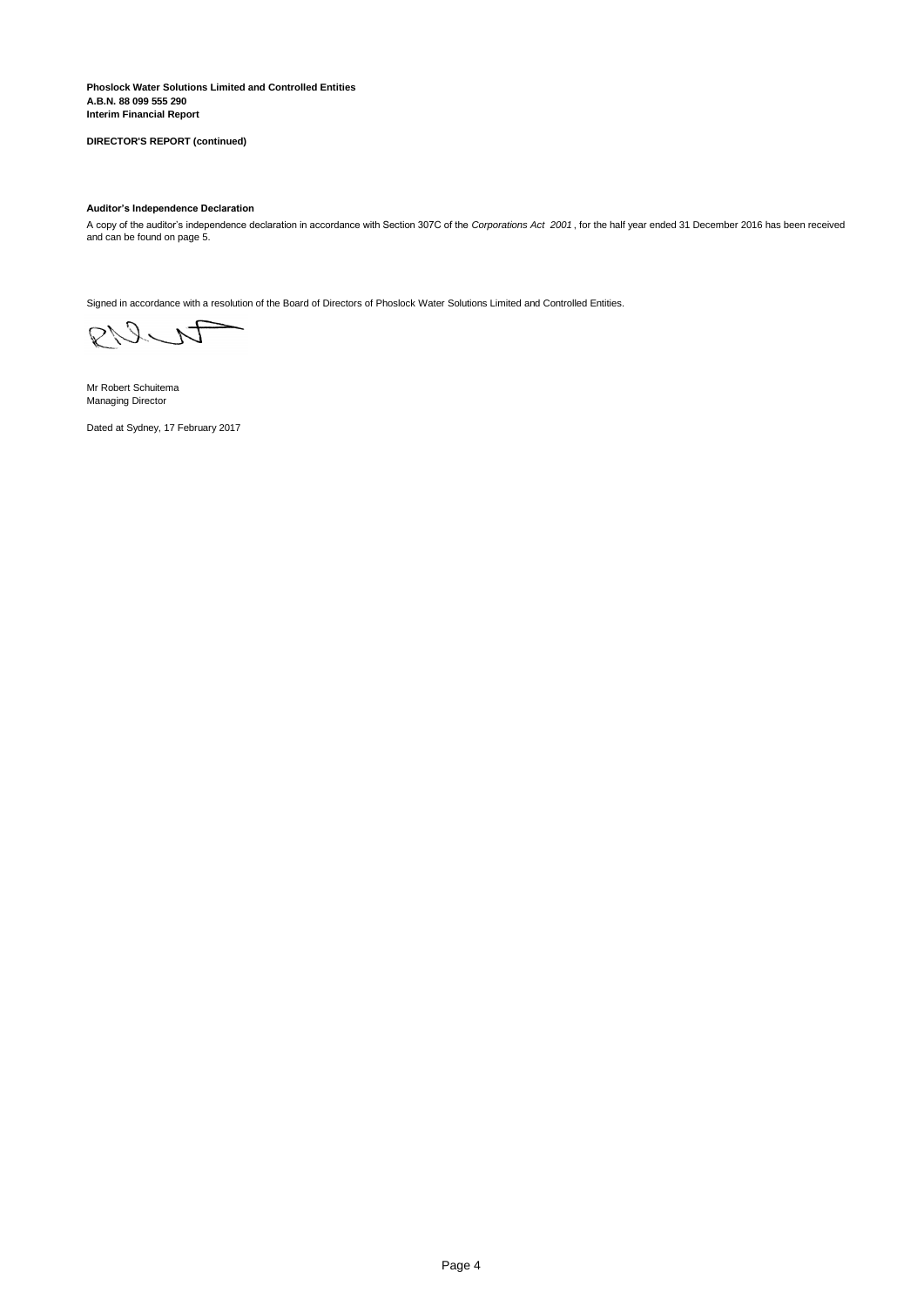**Phoslock Water Solutions Limited and Controlled Entities**
**A.B.N. 88 099 555 290**
**Interim Financial Report**

**DIRECTOR'S REPORT (continued)**

**Auditor's Independence Declaration**

A copy of the auditor's independence declaration in accordance with Section 307C of the *Corporations Act 2001*, for the half year ended 31 December 2016 has been received and can be found on page 5.

Signed in accordance with a resolution of the Board of Directors of Phoslock Water Solutions Limited and Controlled Entities.

Mr Robert Schuitema
Managing Director

Dated at Sydney, 17 February 2017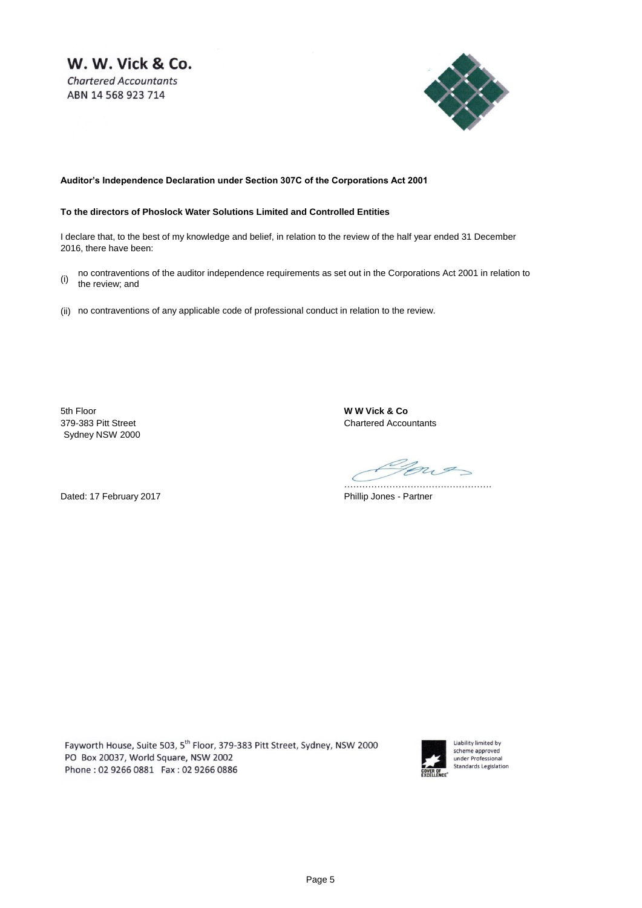**W. W. Vick & Co.**
*Chartered Accountants*
ABN 14 568 923 714

**Auditor's Independence Declaration under Section 307C of the Corporations Act 2001**

**To the directors of Phoslock Water Solutions Limited and Controlled Entities**

I declare that, to the best of my knowledge and belief, in relation to the review of the half year ended 31 December 2016, there have been:

(i) no contraventions of the auditor independence requirements as set out in the Corporations Act 2001 in relation to the review; and

(ii) no contraventions of any applicable code of professional conduct in relation to the review.

5th Floor
379-383 Pitt Street
Sydney NSW 2000

**W W Vick & Co**
Chartered Accountants

………………………………………….
Phillip Jones - Partner

Dated: 17 February 2017

Fayworth House, Suite 503, 5th Floor, 379-383 Pitt Street, Sydney, NSW 2000
PO Box 20037, World Square, NSW 2002
Phone : 02 9266 0881 Fax : 02 9266 0886

Liability limited by scheme approved under Professional Standards Legislation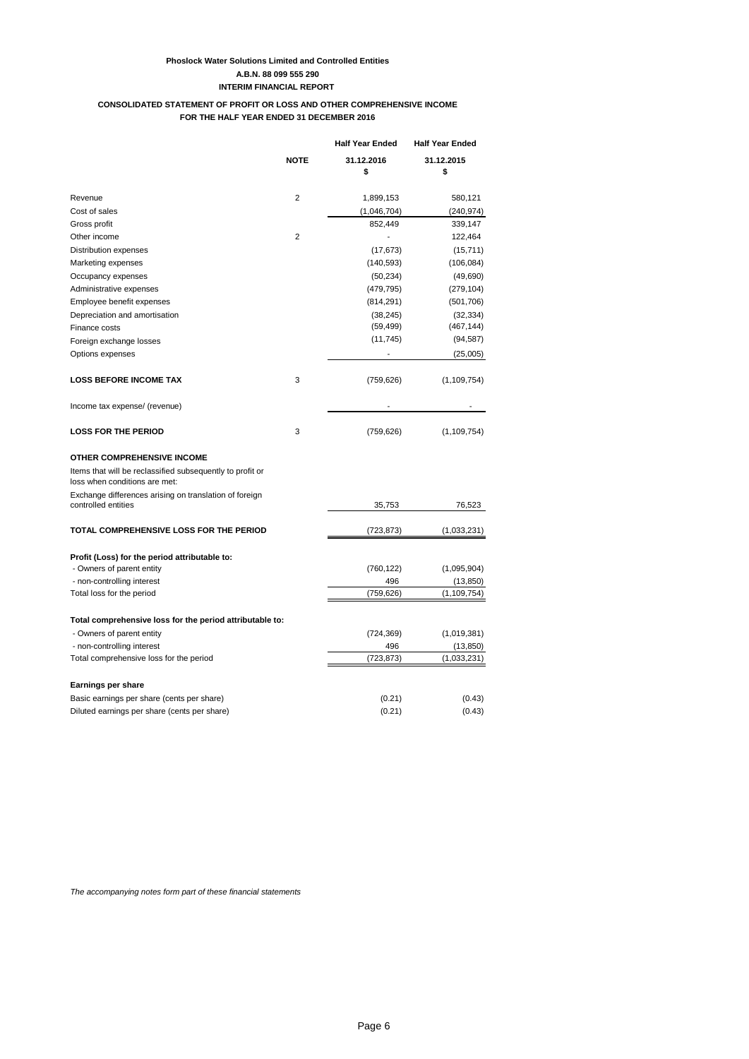**Phoslock Water Solutions Limited and Controlled Entities**
**A.B.N. 88 099 555 290**
**INTERIM FINANCIAL REPORT**

## CONSOLIDATED STATEMENT OF PROFIT OR LOSS AND OTHER COMPREHENSIVE INCOME FOR THE HALF YEAR ENDED 31 DECEMBER 2016

| | NOTE | Half Year Ended 31.12.2016 $ | Half Year Ended 31.12.2015 $ |
|---|---|---|---|
| Revenue | 2 | 1,899,153 | 580,121 |
| Cost of sales | | (1,046,704) | (240,974) |
| Gross profit | | 852,449 | 339,147 |
| Other income | 2 | - | 122,464 |
| Distribution expenses | | (17,673) | (15,711) |
| Marketing expenses | | (140,593) | (106,084) |
| Occupancy expenses | | (50,234) | (49,690) |
| Administrative expenses | | (479,795) | (279,104) |
| Employee benefit expenses | | (814,291) | (501,706) |
| Depreciation and amortisation | | (38,245) | (32,334) |
| Finance costs | | (59,499) | (467,144) |
| Foreign exchange losses | | (11,745) | (94,587) |
| Options expenses | | - | (25,005) |
| **LOSS BEFORE INCOME TAX** | 3 | (759,626) | (1,109,754) |
| Income tax expense/ (revenue) | | - | - |
| **LOSS FOR THE PERIOD** | 3 | (759,626) | (1,109,754) |
| **OTHER COMPREHENSIVE INCOME** | | | |
| Items that will be reclassified subsequently to profit or loss when conditions are met: | | | |
| Exchange differences arising on translation of foreign controlled entities | | 35,753 | 76,523 |
| **TOTAL COMPREHENSIVE LOSS FOR THE PERIOD** | | (723,873) | (1,033,231) |
| **Profit (Loss) for the period attributable to:** | | | |
| - Owners of parent entity | | (760,122) | (1,095,904) |
| - non-controlling interest | | 496 | (13,850) |
| Total loss for the period | | (759,626) | (1,109,754) |
| **Total comprehensive loss for the period attributable to:** | | | |
| - Owners of parent entity | | (724,369) | (1,019,381) |
| - non-controlling interest | | 496 | (13,850) |
| Total comprehensive loss for the period | | (723,873) | (1,033,231) |
| **Earnings per share** | | | |
| Basic earnings per share (cents per share) | | (0.21) | (0.43) |
| Diluted earnings per share (cents per share) | | (0.21) | (0.43) |

*The accompanying notes form part of these financial statements*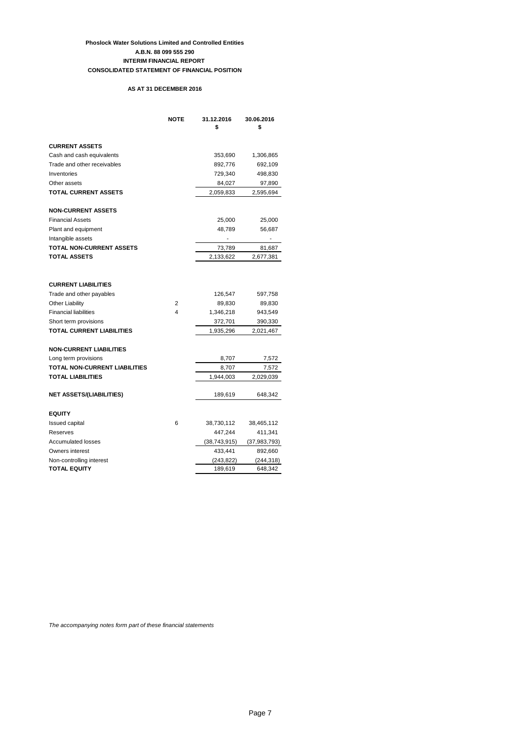**Phoslock Water Solutions Limited and Controlled Entities**
**A.B.N. 88 099 555 290**
**INTERIM FINANCIAL REPORT**
**CONSOLIDATED STATEMENT OF FINANCIAL POSITION**

**AS AT 31 DECEMBER 2016**

| | NOTE | 31.12.2016 $ | 30.06.2016 $ |
|---|---|---|---|
| **CURRENT ASSETS** | | | |
| Cash and cash equivalents | | 353,690 | 1,306,865 |
| Trade and other receivables | | 892,776 | 692,109 |
| Inventories | | 729,340 | 498,830 |
| Other assets | | 84,027 | 97,890 |
| **TOTAL CURRENT ASSETS** | | 2,059,833 | 2,595,694 |
| **NON-CURRENT ASSETS** | | | |
| Financial Assets | | 25,000 | 25,000 |
| Plant and equipment | | 48,789 | 56,687 |
| Intangible assets | | - | - |
| **TOTAL NON-CURRENT ASSETS** | | 73,789 | 81,687 |
| **TOTAL ASSETS** | | 2,133,622 | 2,677,381 |
| **CURRENT LIABILITIES** | | | |
| Trade and other payables | | 126,547 | 597,758 |
| Other Liability | 2 | 89,830 | 89,830 |
| Financial liabilities | 4 | 1,346,218 | 943,549 |
| Short term provisions | | 372,701 | 390,330 |
| **TOTAL CURRENT LIABILITIES** | | 1,935,296 | 2,021,467 |
| **NON-CURRENT LIABILITIES** | | | |
| Long term provisions | | 8,707 | 7,572 |
| **TOTAL NON-CURRENT LIABILITIES** | | 8,707 | 7,572 |
| **TOTAL LIABILITIES** | | 1,944,003 | 2,029,039 |
| **NET ASSETS/(LIABILITIES)** | | 189,619 | 648,342 |
| **EQUITY** | | | |
| Issued capital | 6 | 38,730,112 | 38,465,112 |
| Reserves | | 447,244 | 411,341 |
| Accumulated losses | | (38,743,915) | (37,983,793) |
| Owners interest | | 433,441 | 892,660 |
| Non-controlling interest | | (243,822) | (244,318) |
| **TOTAL EQUITY** | | 189,619 | 648,342 |

*The accompanying notes form part of these financial statements*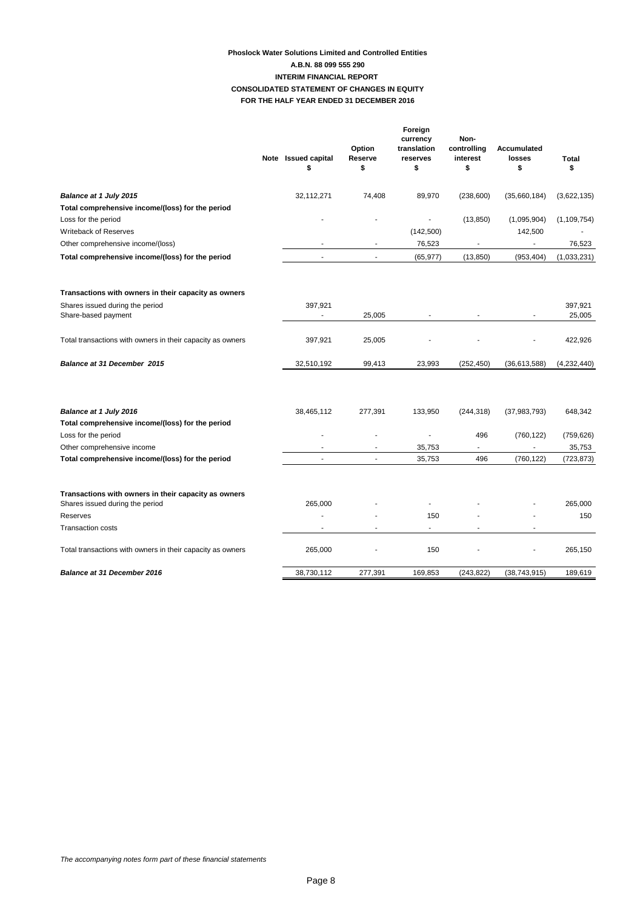**Phoslock Water Solutions Limited and Controlled Entities**

**A.B.N. 88 099 555 290**

**INTERIM FINANCIAL REPORT**

**CONSOLIDATED STATEMENT OF CHANGES IN EQUITY**

**FOR THE HALF YEAR ENDED 31 DECEMBER 2016**

| | Note | Issued capital $ | Option Reserve $ | Foreign currency translation reserves $ | Non-controlling interest $ | Accumulated losses $ | Total $ |
|---|---|---|---|---|---|---|---|
| ***Balance at 1 July 2015*** | | 32,112,271 | 74,408 | 89,970 | (238,600) | (35,660,184) | (3,622,135) |
| **Total comprehensive income/(loss) for the period** | | | | | | | |
| Loss for the period | | - | - | - | (13,850) | (1,095,904) | (1,109,754) |
| Writeback of Reserves | | | | (142,500) | | 142,500 | - |
| Other comprehensive income/(loss) | | - | - | 76,523 | - | - | 76,523 |
| **Total comprehensive income/(loss) for the period** | | - | - | (65,977) | (13,850) | (953,404) | (1,033,231) |
| **Transactions with owners in their capacity as owners** | | | | | | | |
| Shares issued during the period | | 397,921 | | | | | 397,921 |
| Share-based payment | | - | 25,005 | - | - | - | 25,005 |
| Total transactions with owners in their capacity as owners | | 397,921 | 25,005 | - | - | - | 422,926 |
| ***Balance at 31 December 2015*** | | 32,510,192 | 99,413 | 23,993 | (252,450) | (36,613,588) | (4,232,440) |
| ***Balance at 1 July 2016*** | | 38,465,112 | 277,391 | 133,950 | (244,318) | (37,983,793) | 648,342 |
| **Total comprehensive income/(loss) for the period** | | | | | | | |
| Loss for the period | | - | - | - | 496 | (760,122) | (759,626) |
| Other comprehensive income | | - | - | 35,753 | - | - | 35,753 |
| **Total comprehensive income/(loss) for the period** | | - | - | 35,753 | 496 | (760,122) | (723,873) |
| **Transactions with owners in their capacity as owners** | | | | | | | |
| Shares issued during the period | | 265,000 | - | - | - | - | 265,000 |
| Reserves | | - | - | 150 | - | - | 150 |
| Transaction costs | | - | - | - | - | - | |
| Total transactions with owners in their capacity as owners | | 265,000 | - | 150 | - | - | 265,150 |
| ***Balance at 31 December 2016*** | | 38,730,112 | 277,391 | 169,853 | (243,822) | (38,743,915) | 189,619 |

*The accompanying notes form part of these financial statements*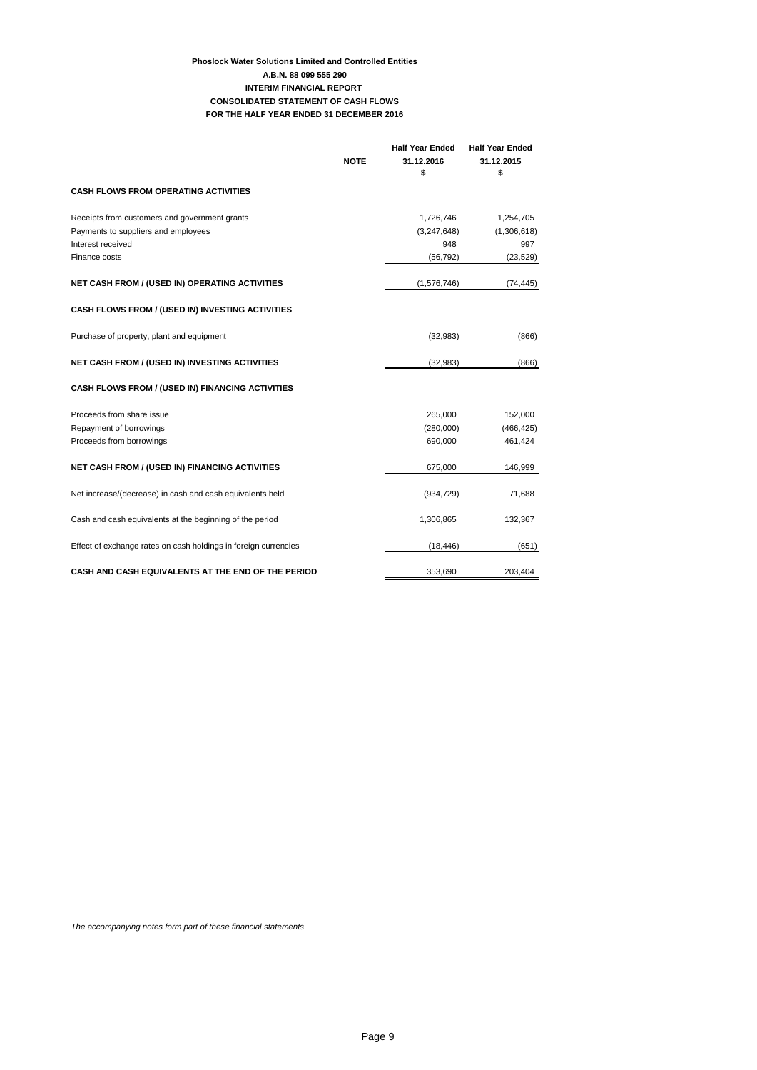**Phoslock Water Solutions Limited and Controlled Entities**
**A.B.N. 88 099 555 290**
**INTERIM FINANCIAL REPORT**
**CONSOLIDATED STATEMENT OF CASH FLOWS**
**FOR THE HALF YEAR ENDED 31 DECEMBER 2016**

| | NOTE | Half Year Ended 31.12.2016 $ | Half Year Ended 31.12.2015 $ |
|---|---|---|---|
| **CASH FLOWS FROM OPERATING ACTIVITIES** | | | |
| Receipts from customers and government grants | | 1,726,746 | 1,254,705 |
| Payments to suppliers and employees | | (3,247,648) | (1,306,618) |
| Interest received | | 948 | 997 |
| Finance costs | | (56,792) | (23,529) |
| **NET CASH FROM / (USED IN) OPERATING ACTIVITIES** | | (1,576,746) | (74,445) |
| **CASH FLOWS FROM / (USED IN) INVESTING ACTIVITIES** | | | |
| Purchase of property, plant and equipment | | (32,983) | (866) |
| **NET CASH FROM / (USED IN) INVESTING ACTIVITIES** | | (32,983) | (866) |
| **CASH FLOWS FROM / (USED IN) FINANCING ACTIVITIES** | | | |
| Proceeds from share issue | | 265,000 | 152,000 |
| Repayment of borrowings | | (280,000) | (466,425) |
| Proceeds from borrowings | | 690,000 | 461,424 |
| **NET CASH FROM / (USED IN) FINANCING ACTIVITIES** | | 675,000 | 146,999 |
| Net increase/(decrease) in cash and cash equivalents held | | (934,729) | 71,688 |
| Cash and cash equivalents at the beginning of the period | | 1,306,865 | 132,367 |
| Effect of exchange rates on cash holdings in foreign currencies | | (18,446) | (651) |
| **CASH AND CASH EQUIVALENTS AT THE END OF THE PERIOD** | | 353,690 | 203,404 |

*The accompanying notes form part of these financial statements*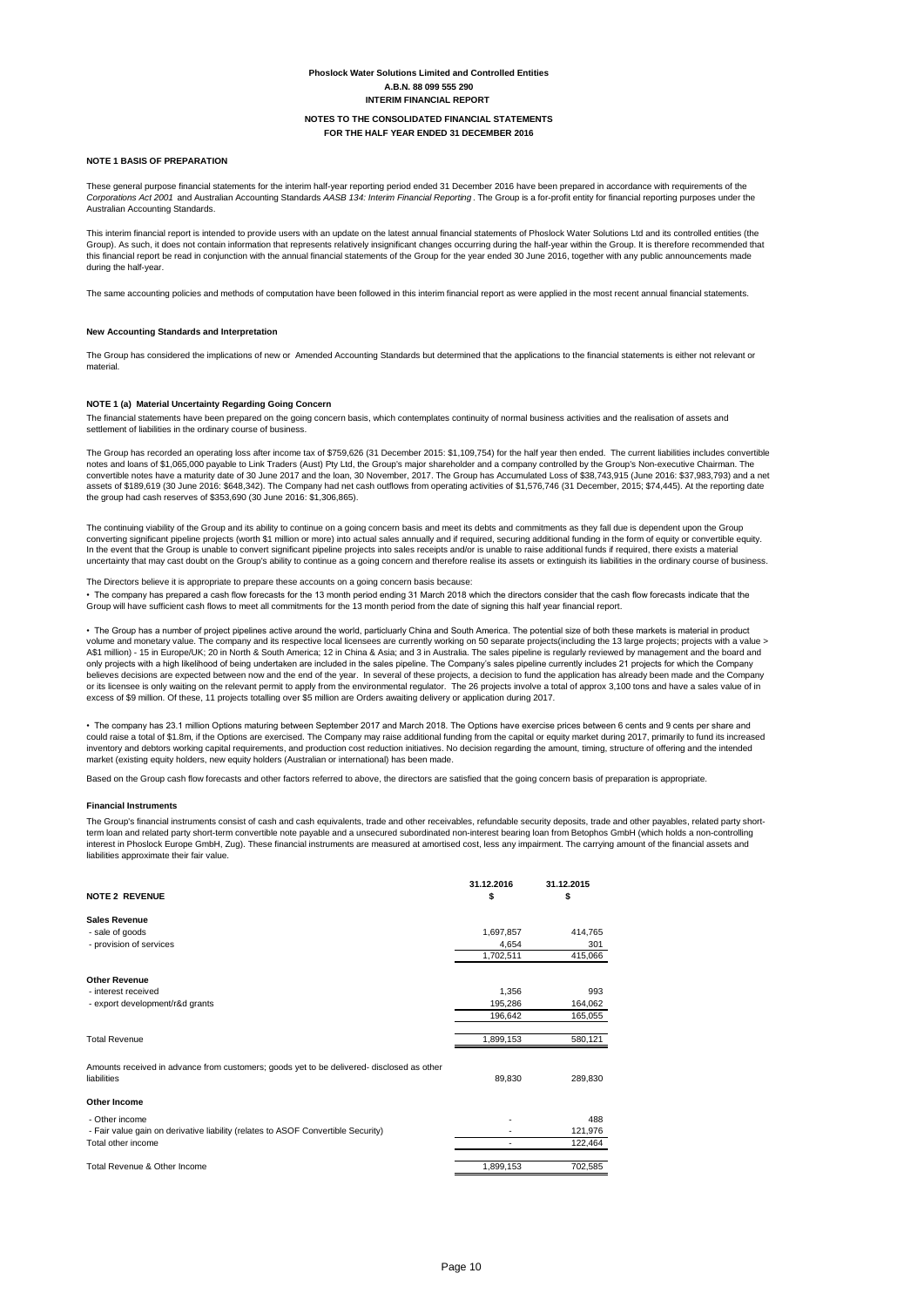# Phoslock Water Solutions Limited and Controlled Entities
**A.B.N. 88 099 555 290**
**INTERIM FINANCIAL REPORT**

**NOTES TO THE CONSOLIDATED FINANCIAL STATEMENTS**
**FOR THE HALF YEAR ENDED 31 DECEMBER 2016**

## NOTE 1 BASIS OF PREPARATION

These general purpose financial statements for the interim half-year reporting period ended 31 December 2016 have been prepared in accordance with requirements of the *Corporations Act 2001* and Australian Accounting Standards *AASB 134: Interim Financial Reporting*. The Group is a for-profit entity for financial reporting purposes under the Australian Accounting Standards.

This interim financial report is intended to provide users with an update on the latest annual financial statements of Phoslock Water Solutions Ltd and its controlled entities (the Group). As such, it does not contain information that represents relatively insignificant changes occurring during the half-year within the Group. It is therefore recommended that this financial report be read in conjunction with the annual financial statements of the Group for the year ended 30 June 2016, together with any public announcements made during the half-year.

The same accounting policies and methods of computation have been followed in this interim financial report as were applied in the most recent annual financial statements.

### New Accounting Standards and Interpretation

The Group has considered the implications of new or Amended Accounting Standards but determined that the applications to the financial statements is either not relevant or material.

### NOTE 1 (a) Material Uncertainty Regarding Going Concern

The financial statements have been prepared on the going concern basis, which contemplates continuity of normal business activities and the realisation of assets and settlement of liabilities in the ordinary course of business.

The Group has recorded an operating loss after income tax of $759,626 (31 December 2015: $1,109,754) for the half year then ended. The current liabilities includes convertible notes and loans of $1,065,000 payable to Link Traders (Aust) Pty Ltd, the Group's major shareholder and a company controlled by the Group's Non-executive Chairman. The convertible notes have a maturity date of 30 June 2017 and the loan, 30 November, 2017. The Group has Accumulated Loss of $38,743,915 (June 2016: $37,983,793) and a net assets of $189,619 (30 June 2016: $648,342). The Company had net cash outflows from operating activities of $1,576,746 (31 December, 2015; $74,445). At the reporting date the group had cash reserves of $353,690 (30 June 2016: $1,306,865).

The continuing viability of the Group and its ability to continue on a going concern basis and meet its debts and commitments as they fall due is dependent upon the Group converting significant pipeline projects (worth $1 million or more) into actual sales annually and if required, securing additional funding in the form of equity or convertible equity. In the event that the Group is unable to convert significant pipeline projects into sales receipts and/or is unable to raise additional funds if required, there exists a material uncertainty that may cast doubt on the Group's ability to continue as a going concern and therefore realise its assets or extinguish its liabilities in the ordinary course of business.

The Directors believe it is appropriate to prepare these accounts on a going concern basis because:

• The company has prepared a cash flow forecasts for the 13 month period ending 31 March 2018 which the directors consider that the cash flow forecasts indicate that the Group will have sufficient cash flows to meet all commitments for the 13 month period from the date of signing this half year financial report.

• The Group has a number of project pipelines active around the world, particluarly China and South America. The potential size of both these markets is material in product volume and monetary value. The company and its respective local licensees are currently working on 50 separate projects(including the 13 large projects; projects with a value > A$1 million) - 15 in Europe/UK; 20 in North & South America; 12 in China & Asia; and 3 in Australia. The sales pipeline is regularly reviewed by management and the board and only projects with a high likelihood of being undertaken are included in the sales pipeline. The Company's sales pipeline currently includes 21 projects for which the Company believes decisions are expected between now and the end of the year. In several of these projects, a decision to fund the application has already been made and the Company or its licensee is only waiting on the relevant permit to apply from the environmental regulator. The 26 projects involve a total of approx 3,100 tons and have a sales value of in excess of $9 million. Of these, 11 projects totalling over $5 million are Orders awaiting delivery or application during 2017.

• The company has 23.1 million Options maturing between September 2017 and March 2018. The Options have exercise prices between 6 cents and 9 cents per share and could raise a total of $1.8m, if the Options are exercised. The Company may raise additional funding from the capital or equity market during 2017, primarily to fund its increased inventory and debtors working capital requirements, and production cost reduction initiatives. No decision regarding the amount, timing, structure of offering and the intended market (existing equity holders, new equity holders (Australian or international) has been made.

Based on the Group cash flow forecasts and other factors referred to above, the directors are satisfied that the going concern basis of preparation is appropriate.

### Financial Instruments

The Group's financial instruments consist of cash and cash equivalents, trade and other receivables, refundable security deposits, trade and other payables, related party short-term loan and related party short-term convertible note payable and a unsecured subordinated non-interest bearing loan from Betophos GmbH (which holds a non-controlling interest in Phoslock Europe GmbH, Zug). These financial instruments are measured at amortised cost, less any impairment. The carrying amount of the financial assets and liabilities approximate their fair value.

## NOTE 2 REVENUE

| | 31.12.2016 $ | 31.12.2015 $ |
|---|---|---|
| **Sales Revenue** | | |
| - sale of goods | 1,697,857 | 414,765 |
| - provision of services | 4,654 | 301 |
| | 1,702,511 | 415,066 |
| **Other Revenue** | | |
| - interest received | 1,356 | 993 |
| - export development/r&d grants | 195,286 | 164,062 |
| | 196,642 | 165,055 |
| Total Revenue | 1,899,153 | 580,121 |
| Amounts received in advance from customers; goods yet to be delivered- disclosed as other liabilities | 89,830 | 289,830 |
| **Other Income** | | |
| - Other income | - | 488 |
| - Fair value gain on derivative liability (relates to ASOF Convertible Security) | - | 121,976 |
| Total other income | - | 122,464 |
| Total Revenue & Other Income | 1,899,153 | 702,585 |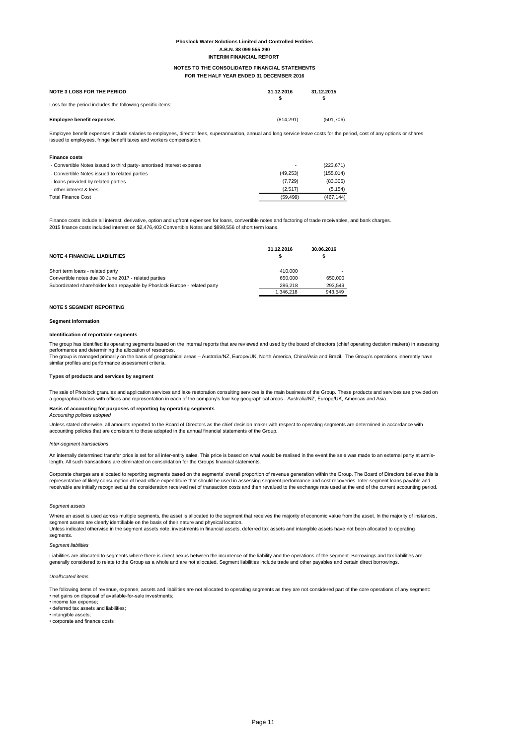Phoslock Water Solutions Limited and Controlled Entities
A.B.N. 88 099 555 290
INTERIM FINANCIAL REPORT

NOTES TO THE CONSOLIDATED FINANCIAL STATEMENTS
FOR THE HALF YEAR ENDED 31 DECEMBER 2016

## NOTE 3 LOSS FOR THE PERIOD

| | 31.12.2016 $ | 31.12.2015 $ |
|---|---|---|
| Loss for the period includes the following specific items: | | |
| **Employee benefit expenses** | (814,291) | (501,706) |

Employee benefit expenses include salaries to employees, director fees, superannuation, annual and long service leave costs for the period, cost of any options or shares issued to employees, fringe benefit taxes and workers compensation.

| **Finance costs** | | |
|---|---|---|
| - Convertible Notes issued to third party- amortised interest expense | - | (223,671) |
| - Convertible Notes issued to related parties | (49,253) | (155,014) |
| - loans provided by related parties | (7,729) | (83,305) |
| - other interest & fees | (2,517) | (5,154) |
| Total Finance Cost | (59,499) | (467,144) |

Finance costs include all interest, derivative, option and upfront expenses for loans, convertible notes and factoring of trade receivables, and bank charges.
2015 finance costs included interest on $2,476,403 Convertible Notes and $898,556 of short term loans.

## NOTE 4 FINANCIAL LIABILITIES

| | 31.12.2016 $ | 30.06.2016 $ |
|---|---|---|
| Short term loans - related party | 410,000 | - |
| Convertible notes due 30 June 2017 - related parties | 650,000 | 650,000 |
| Subordinated shareholder loan repayable by Phoslock Europe - related party | 286,218 | 293,549 |
| | 1,346,218 | 943,549 |

## NOTE 5 SEGMENT REPORTING

### Segment Information

#### Identification of reportable segments

The group has identified its operating segments based on the internal reports that are reviewed and used by the board of directors (chief operating decision makers) in assessing performance and determining the allocation of resources.
The group is managed primarily on the basis of geographical areas – Australia/NZ, Europe/UK, North America, China/Asia and Brazil. The Group's operations inherently have similar profiles and performance assessment criteria.

#### Types of products and services by segment

The sale of Phoslock granules and application services and lake restoration consulting services is the main business of the Group. These products and services are provided on a geographical basis with offices and representation in each of the company's four key geographical areas - Australia/NZ, Europe/UK, Americas and Asia.

#### Basis of accounting for purposes of reporting by operating segments

*Accounting policies adopted*

Unless stated otherwise, all amounts reported to the Board of Directors as the chief decision maker with respect to operating segments are determined in accordance with accounting policies that are consistent to those adopted in the annual financial statements of the Group.

*Inter-segment transactions*

An internally determined transfer price is set for all inter-entity sales. This price is based on what would be realised in the event the sale was made to an external party at arm's-length. All such transactions are eliminated on consolidation for the Groups financial statements.

Corporate charges are allocated to reporting segments based on the segments' overall proportion of revenue generation within the Group. The Board of Directors believes this is representative of likely consumption of head office expenditure that should be used in assessing segment performance and cost recoveries. Inter-segment loans payable and receivable are initially recognised at the consideration received net of transaction costs and then revalued to the exchange rate used at the end of the current accounting period.

*Segment assets*

Where an asset is used across multiple segments, the asset is allocated to the segment that receives the majority of economic value from the asset. In the majority of instances, segment assets are clearly identifiable on the basis of their nature and physical location.
Unless indicated otherwise in the segment assets note, investments in financial assets, deferred tax assets and intangible assets have not been allocated to operating segments.

*Segment liabilities*

Liabilities are allocated to segments where there is direct nexus between the incurrence of the liability and the operations of the segment. Borrowings and tax liabilities are generally considered to relate to the Group as a whole and are not allocated. Segment liabilities include trade and other payables and certain direct borrowings.

*Unallocated items*

The following items of revenue, expense, assets and liabilities are not allocated to operating segments as they are not considered part of the core operations of any segment:
- net gains on disposal of available-for-sale investments;
- income tax expense;
- deferred tax assets and liabilities;
- intangible assets;
- corporate and finance costs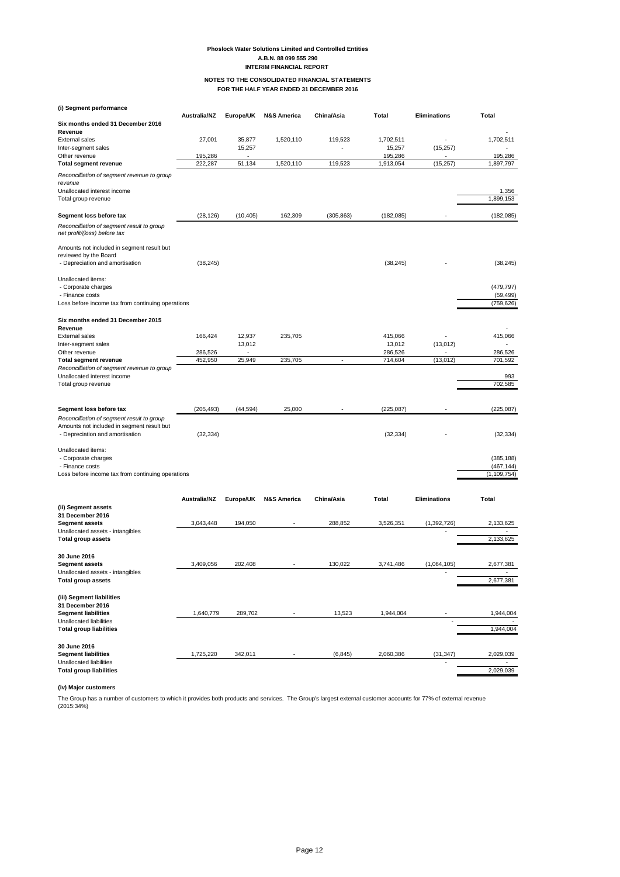**Phoslock Water Solutions Limited and Controlled Entities**
**A.B.N. 88 099 555 290**
**INTERIM FINANCIAL REPORT**

**NOTES TO THE CONSOLIDATED FINANCIAL STATEMENTS**
**FOR THE HALF YEAR ENDED 31 DECEMBER 2016**

**(i) Segment performance**

| | Australia/NZ | Europe/UK | N&S America | China/Asia | Total | Eliminations | Total |
|---|---|---|---|---|---|---|---|
| **Six months ended 31 December 2016** | | | | | | | |
| **Revenue** | | | | | | | - |
| External sales | 27,001 | 35,877 | 1,520,110 | 119,523 | 1,702,511 | - | 1,702,511 |
| Inter-segment sales | | 15,257 | | - | 15,257 | (15,257) | - |
| Other revenue | 195,286 | - | | | 195,286 | - | 195,286 |
| **Total segment revenue** | 222,287 | 51,134 | 1,520,110 | 119,523 | 1,913,054 | (15,257) | 1,897,797 |
| *Reconcilliation of segment revenue to group revenue* | | | | | | | |
| Unallocated interest income | | | | | | | 1,356 |
| Total group revenue | | | | | | | 1,899,153 |
| **Segment loss before tax** | (28,126) | (10,405) | 162,309 | (305,863) | (182,085) | - | (182,085) |
| *Reconcilliation of segment result to group net profit/(loss) before tax* | | | | | | | |
| Amounts not included in segment result but reviewed by the Board | | | | | | | |
| - Depreciation and amortisation | (38,245) | | | | (38,245) | - | (38,245) |
| Unallocated items: | | | | | | | |
| - Corporate charges | | | | | | | (479,797) |
| - Finance costs | | | | | | | (59,499) |
| Loss before income tax from continuing operations | | | | | | | (759,626) |
| **Six months ended 31 December 2015** | | | | | | | |
| **Revenue** | | | | | | | - |
| External sales | 166,424 | 12,937 | 235,705 | | 415,066 | - | 415,066 |
| Inter-segment sales | | 13,012 | | | 13,012 | (13,012) | - |
| Other revenue | 286,526 | - | | | 286,526 | - | 286,526 |
| **Total segment revenue** | 452,950 | 25,949 | 235,705 | - | 714,604 | (13,012) | 701,592 |
| *Reconcilliation of segment revenue to group* | | | | | | | |
| Unallocated interest income | | | | | | | 993 |
| Total group revenue | | | | | | | 702,585 |
| **Segment loss before tax** | (205,493) | (44,594) | 25,000 | - | (225,087) | - | (225,087) |
| *Reconcilliation of segment result to group* | | | | | | | |
| Amounts not included in segment result but | | | | | | | |
| - Depreciation and amortisation | (32,334) | | | | (32,334) | - | (32,334) |
| Unallocated items: | | | | | | | |
| - Corporate charges | | | | | | | (385,188) |
| - Finance costs | | | | | | | (467,144) |
| Loss before income tax from continuing operations | | | | | | | (1,109,754) |

| | Australia/NZ | Europe/UK | N&S America | China/Asia | Total | Eliminations | Total |
|---|---|---|---|---|---|---|---|
| **(ii) Segment assets** | | | | | | | |
| **31 December 2016** | | | | | | | |
| **Segment assets** | 3,043,448 | 194,050 | - | 288,852 | 3,526,351 | (1,392,726) | 2,133,625 |
| Unallocated assets - intangibles | | | | | | - | - |
| **Total group assets** | | | | | | | 2,133,625 |
| **30 June 2016** | | | | | | | |
| **Segment assets** | 3,409,056 | 202,408 | - | 130,022 | 3,741,486 | (1,064,105) | 2,677,381 |
| Unallocated assets - intangibles | | | | | | - | - |
| **Total group assets** | | | | | | | 2,677,381 |
| **(iii) Segment liabilities** | | | | | | | |
| **31 December 2016** | | | | | | | |
| **Segment liabilities** | 1,640,779 | 289,702 | - | 13,523 | 1,944,004 | - | 1,944,004 |
| Unallocated liabilities | | | | | | - | - |
| **Total group liabilities** | | | | | | | 1,944,004 |
| **30 June 2016** | | | | | | | |
| **Segment liabilities** | 1,725,220 | 342,011 | - | (6,845) | 2,060,386 | (31,347) | 2,029,039 |
| Unallocated liabilities | | | | | | - | - |
| **Total group liabilities** | | | | | | | 2,029,039 |

**(iv) Major customers**

The Group has a number of customers to which it provides both products and services. The Group's largest external customer accounts for 77% of external revenue (2015:34%)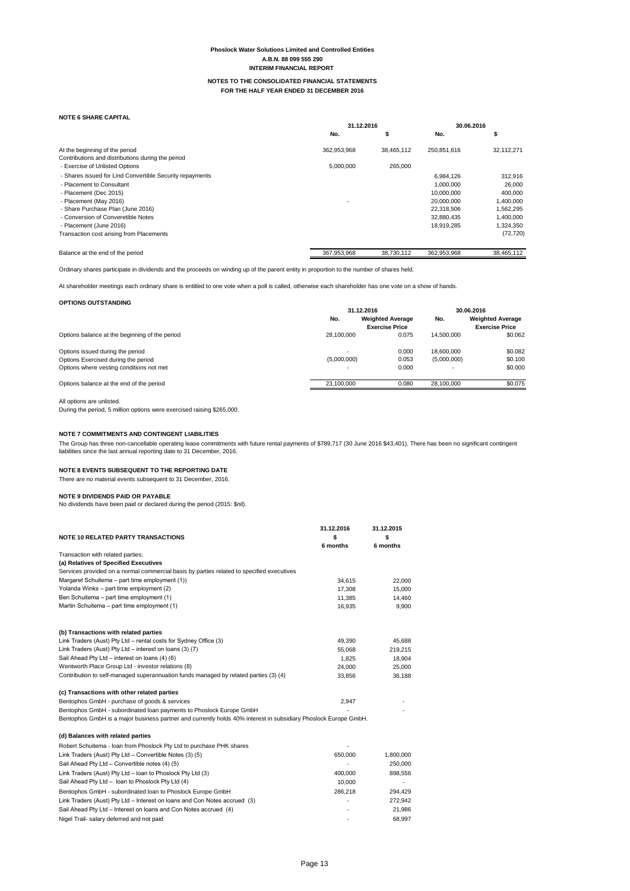**Phoslock Water Solutions Limited and Controlled Entities**
**A.B.N. 88 099 555 290**
**INTERIM FINANCIAL REPORT**

**NOTES TO THE CONSOLIDATED FINANCIAL STATEMENTS**
**FOR THE HALF YEAR ENDED 31 DECEMBER 2016**

## NOTE 6 SHARE CAPITAL

| | 31.12.2016 | | 30.06.2016 | |
|---|---|---|---|---|
| | No. | $ | No. | $ |
| At the beginning of the period | 362,953,968 | 38,465,112 | 250,851,616 | 32,112,271 |
| Contributions and distributions during the period | | | | |
| - Exercise of Unlisted Options | 5,000,000 | 265,000 | | |
| - Shares issued for Lind Convertible Security repayments | | | 6,984,126 | 312,916 |
| - Placement to Consultant | | | 1,000,000 | 26,000 |
| - Placement (Dec 2015) | | | 10,000,000 | 400,000 |
| - Placement (May 2016) | - | | 20,000,000 | 1,400,000 |
| - Share Purchase Plan (June 2016) | | | 22,318,506 | 1,562,295 |
| - Conversion of Converetible Notes | | | 32,880,435 | 1,400,000 |
| - Placement (June 2016) | | | 18,919,285 | 1,324,350 |
| Transaction cost arising from Placements | | | | (72,720) |
| Balance at the end of the period | 367,953,968 | 38,730,112 | 362,953,968 | 38,465,112 |

Ordinary shares participate in dividends and the proceeds on winding up of the parent entity in proportion to the number of shares held.

At shareholder meetings each ordinary share is entitled to one vote when a poll is called, otherwise each shareholder has one vote on a show of hands.

### OPTIONS OUTSTANDING

| | 31.12.2016 | | 30.06.2016 | |
|---|---|---|---|---|
| | No. | Weighted Average Exercise Price | No. | Weighted Average Exercise Price |
| Options balance at the beginning of the period | 28,100,000 | 0.075 | 14,500,000 | $0.062 |
| Options issued during the period | - | 0.000 | 18,600,000 | $0.082 |
| Options Exercised during the period | (5,000,000) | 0.053 | (5,000,000) | $0.100 |
| Options where vesting conditions not met | - | 0.000 | - | $0.000 |
| Options balance at the end of the period | 23,100,000 | 0.080 | 28,100,000 | $0.075 |

All options are unlisted.
During the period, 5 million options were exercised raising $265,000.

## NOTE 7 COMMITMENTS AND CONTINGENT LIABILITIES

The Group has three non-cancellable operating lease commitments with future rental payments of $789,717 (30 June 2016 $43,401). There has been no significant contingent liabilities since the last annual reporting date to 31 December, 2016.

## NOTE 8 EVENTS SUBSEQUENT TO THE REPORTING DATE

There are no material events subsequent to 31 December, 2016.

## NOTE 9 DIVIDENDS PAID OR PAYABLE

No dividends have been paid or declared during the period (2015: $nil).

## NOTE 10 RELATED PARTY TRANSACTIONS

| | 31.12.2016 $ 6 months | 31.12.2015 $ 6 months |
|---|---|---|
| Transaction with related parties: | | |
| **(a) Relatives of Specified Executives** | | |
| Services provided on a normal commercial basis by parties related to specified executives | | |
| Margaret Schuitema – part time employment (1)) | 34,615 | 22,000 |
| Yolanda Winks – part time employment (2) | 17,308 | 15,000 |
| Ben Schuitema – part time employment (1) | 11,385 | 14,460 |
| Martin Schuitema – part time employment (1) | 16,935 | 9,900 |
| **(b) Transactions with related parties** | | |
| Link Traders (Aust) Pty Ltd – rental costs for Sydney Office (3) | 49,390 | 45,688 |
| Link Traders (Aust) Pty Ltd – interest on loans (3) (7) | 55,068 | 219,215 |
| Sail Ahead Pty Ltd – interest on loans (4) (6) | 1,825 | 18,904 |
| Wentworth Place Group Ltd - investor relations (8) | 24,000 | 25,000 |
| Contribution to self-managed superannuation funds managed by related parties (3) (4) | 33,856 | 36,188 |
| **(c) Transactions with other related parties** | | |
| Bentophos GmbH - purchase of goods & services | 2,947 | - |
| Bentophos GmbH - subordinated loan payments to Phoslock Europe GmbH | - | - |
| Bentophos GmbH is a major business partner and currently holds 40% interest in subsidiary Phoslock Europe GmbH. | | |
| **(d) Balances with related parties** | | |
| Robert Schuitema - loan from Phoslock Pty Ltd to purchase PHK shares | - | |
| Link Traders (Aust) Pty Ltd – Convertible Notes (3) (5) | 650,000 | 1,800,000 |
| Sail Ahead Pty Ltd – Convertible notes (4) (5) | - | 250,000 |
| Link Traders (Aust) Pty Ltd – loan to Phoslock Pty Ltd (3) | 400,000 | 898,556 |
| Sail Ahead Pty Ltd – loan to Phoslock Pty Ltd (4) | 10,000 | - |
| Bentophos GmbH - subordinated loan to Phoslock Europe GmbH | 286,218 | 294,429 |
| Link Traders (Aust) Pty Ltd – Interest on loans and Con Notes accrued (3) | - | 272,942 |
| Sail Ahead Pty Ltd – Interest on loans and Con Notes accrued (4) | - | 21,986 |
| Nigel Trail- salary deferred and not paid | - | 68,997 |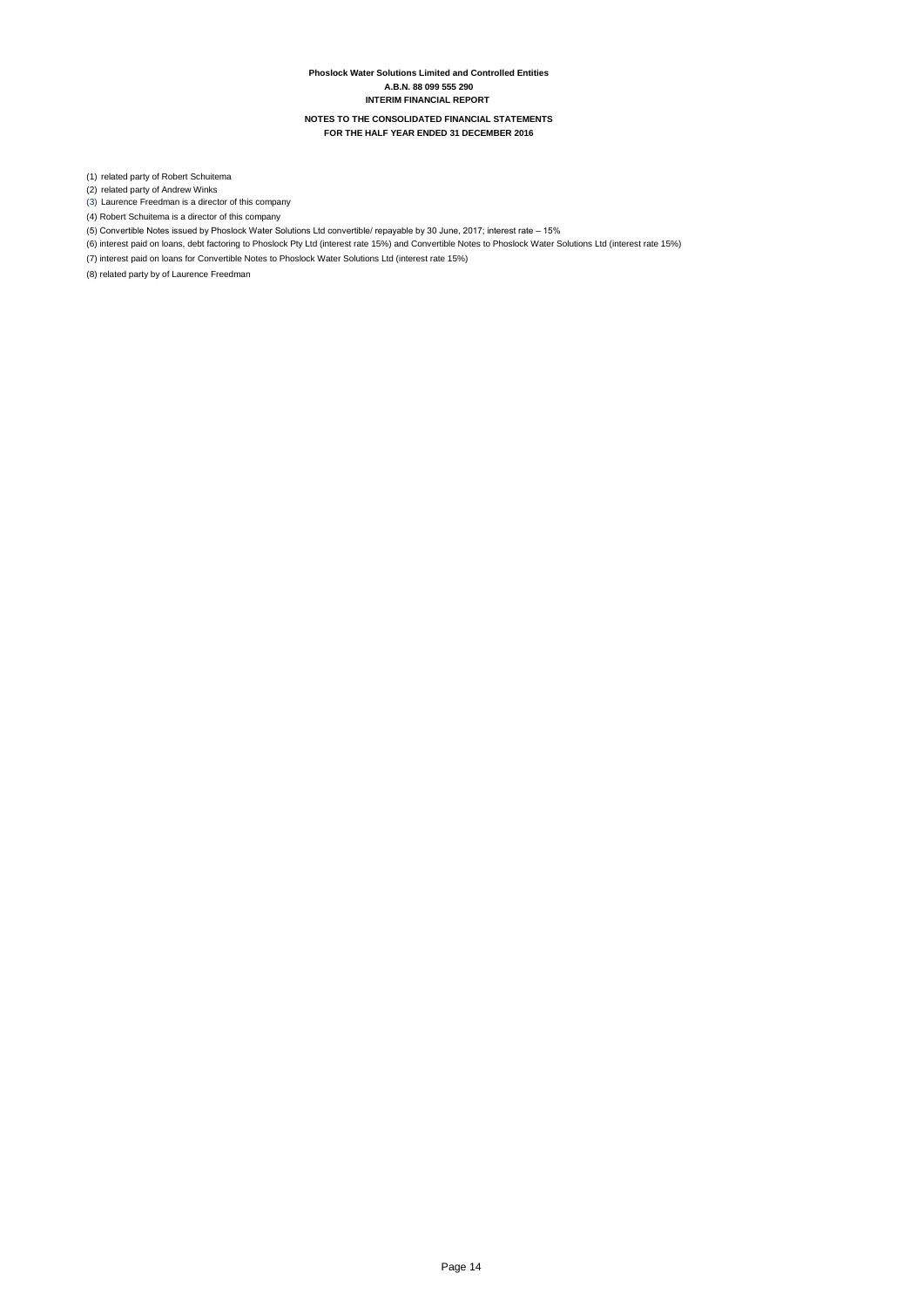**Phoslock Water Solutions Limited and Controlled Entities**
**A.B.N. 88 099 555 290**
**INTERIM FINANCIAL REPORT**

**NOTES TO THE CONSOLIDATED FINANCIAL STATEMENTS**
**FOR THE HALF YEAR ENDED 31 DECEMBER 2016**

(1) related party of Robert Schuitema

(2) related party of Andrew Winks

(3) Laurence Freedman is a director of this company

(4) Robert Schuitema is a director of this company

(5) Convertible Notes issued by Phoslock Water Solutions Ltd convertible/ repayable by 30 June, 2017; interest rate – 15%

(6) interest paid on loans, debt factoring to Phoslock Pty Ltd (interest rate 15%) and Convertible Notes to Phoslock Water Solutions Ltd (interest rate 15%)

(7) interest paid on loans for Convertible Notes to Phoslock Water Solutions Ltd (interest rate 15%)

(8) related party by of Laurence Freedman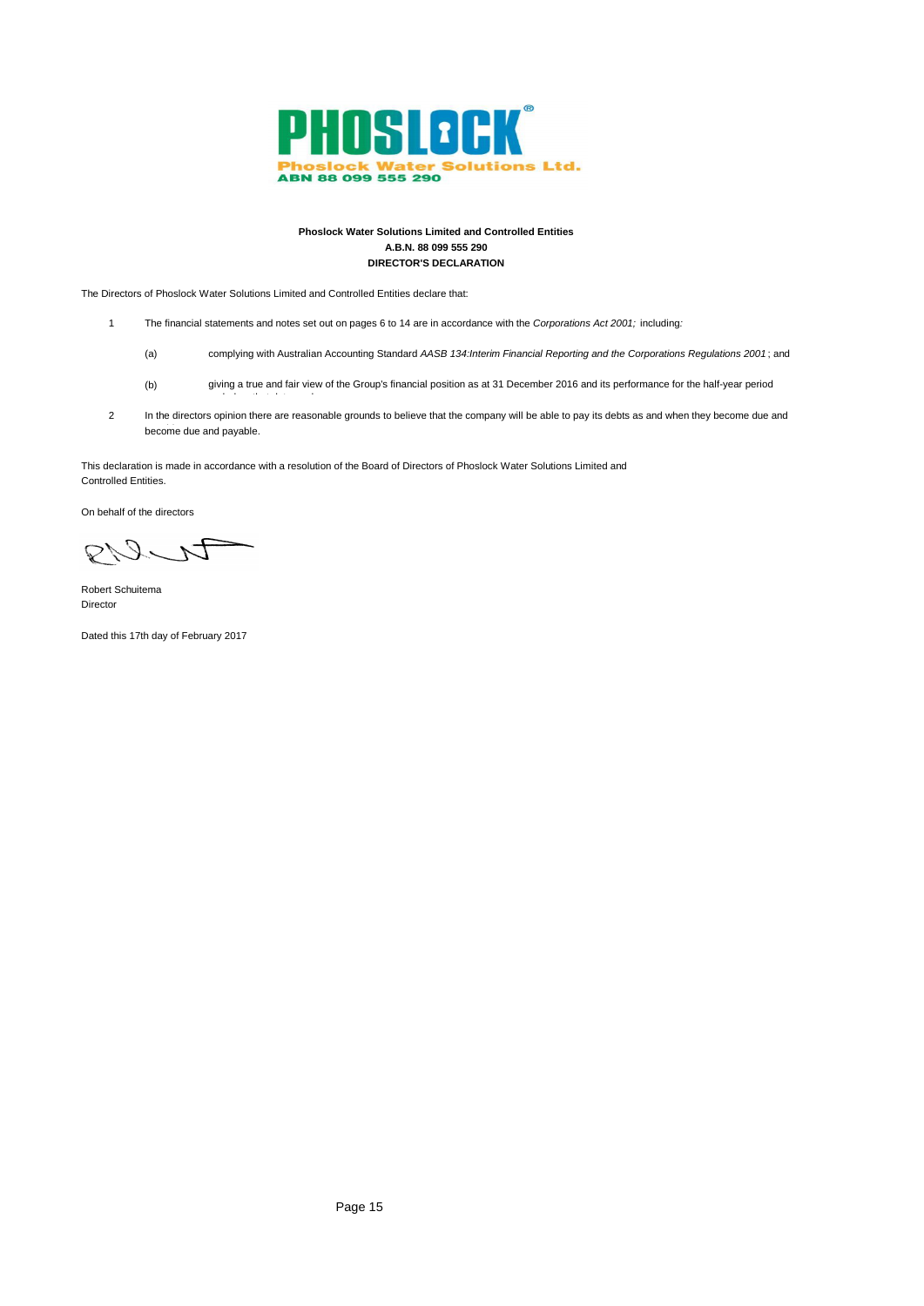PHOSLOCK®

Phoslock Water Solutions Ltd.
ABN 88 099 555 290

**Phoslock Water Solutions Limited and Controlled Entities**
**A.B.N. 88 099 555 290**
**DIRECTOR'S DECLARATION**

The Directors of Phoslock Water Solutions Limited and Controlled Entities declare that:

1. The financial statements and notes set out on pages 6 to 14 are in accordance with the *Corporations Act 2001;* including*:*

   (a) complying with Australian Accounting Standard *AASB 134:Interim Financial Reporting and the Corporations Regulations 2001*; and

   (b) giving a true and fair view of the Group's financial position as at 31 December 2016 and its performance for the half-year period ended on that date; and

2. In the directors opinion there are reasonable grounds to believe that the company will be able to pay its debts as and when they become due and become due and payable.

This declaration is made in accordance with a resolution of the Board of Directors of Phoslock Water Solutions Limited and Controlled Entities.

On behalf of the directors

Robert Schuitema
Director

Dated this 17th day of February 2017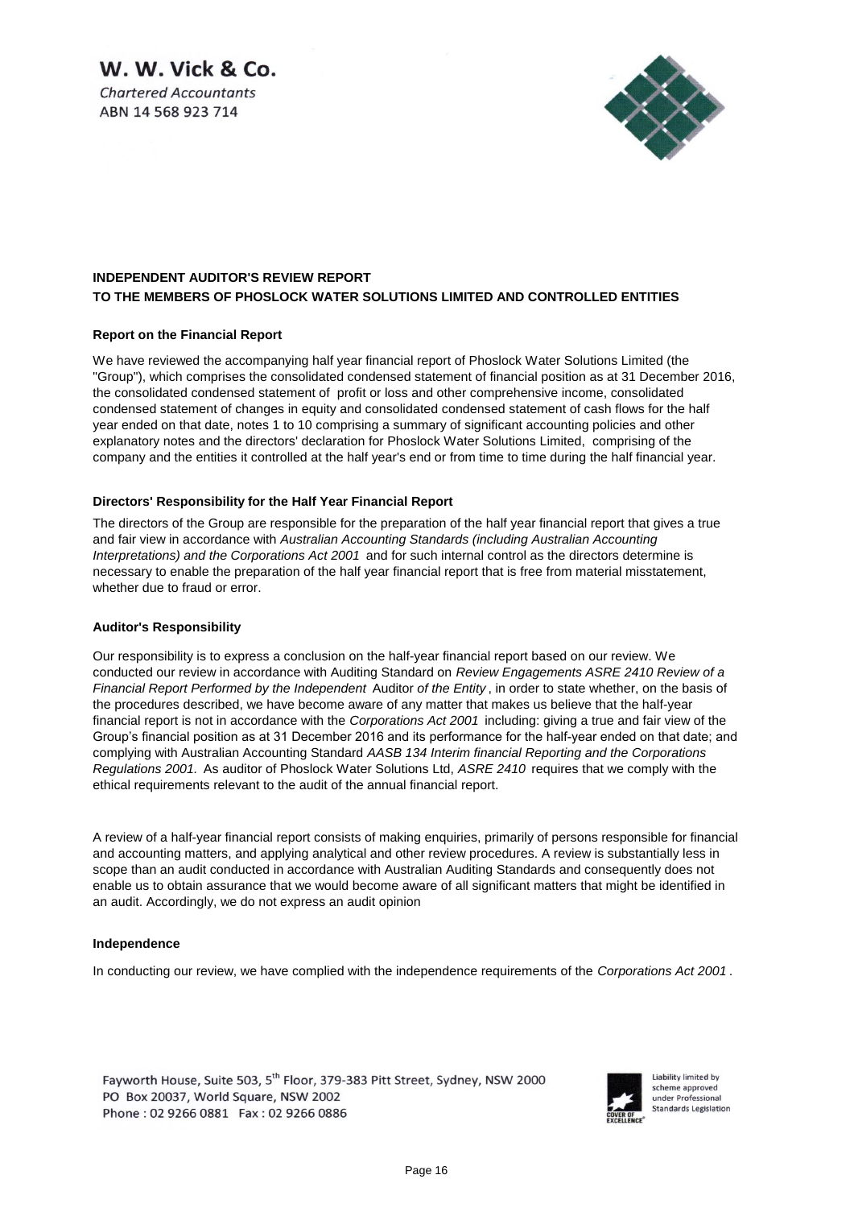**W. W. Vick & Co.**
*Chartered Accountants*
ABN 14 568 923 714

## INDEPENDENT AUDITOR'S REVIEW REPORT
## TO THE MEMBERS OF PHOSLOCK WATER SOLUTIONS LIMITED AND CONTROLLED ENTITIES

### Report on the Financial Report

We have reviewed the accompanying half year financial report of Phoslock Water Solutions Limited (the "Group"), which comprises the consolidated condensed statement of financial position as at 31 December 2016, the consolidated condensed statement of profit or loss and other comprehensive income, consolidated condensed statement of changes in equity and consolidated condensed statement of cash flows for the half year ended on that date, notes 1 to 10 comprising a summary of significant accounting policies and other explanatory notes and the directors' declaration for Phoslock Water Solutions Limited, comprising of the company and the entities it controlled at the half year's end or from time to time during the half financial year.

### Directors' Responsibility for the Half Year Financial Report

The directors of the Group are responsible for the preparation of the half year financial report that gives a true and fair view in accordance with *Australian Accounting Standards (including Australian Accounting Interpretations) and the Corporations Act 2001* and for such internal control as the directors determine is necessary to enable the preparation of the half year financial report that is free from material misstatement, whether due to fraud or error.

### Auditor's Responsibility

Our responsibility is to express a conclusion on the half-year financial report based on our review. We conducted our review in accordance with Auditing Standard on *Review Engagements ASRE 2410 Review of a Financial Report Performed by the Independent* Auditor *of the Entity*, in order to state whether, on the basis of the procedures described, we have become aware of any matter that makes us believe that the half-year financial report is not in accordance with the *Corporations Act 2001* including: giving a true and fair view of the Group's financial position as at 31 December 2016 and its performance for the half-year ended on that date; and complying with Australian Accounting Standard *AASB 134 Interim financial Reporting and the Corporations Regulations 2001.* As auditor of Phoslock Water Solutions Ltd, *ASRE 2410* requires that we comply with the ethical requirements relevant to the audit of the annual financial report.

A review of a half-year financial report consists of making enquiries, primarily of persons responsible for financial and accounting matters, and applying analytical and other review procedures. A review is substantially less in scope than an audit conducted in accordance with Australian Auditing Standards and consequently does not enable us to obtain assurance that we would become aware of all significant matters that might be identified in an audit. Accordingly, we do not express an audit opinion

### Independence

In conducting our review, we have complied with the independence requirements of the *Corporations Act 2001* .

Fayworth House, Suite 503, 5th Floor, 379-383 Pitt Street, Sydney, NSW 2000
PO Box 20037, World Square, NSW 2002
Phone : 02 9266 0881 Fax : 02 9266 0886

Liability limited by scheme approved under Professional Standards Legislation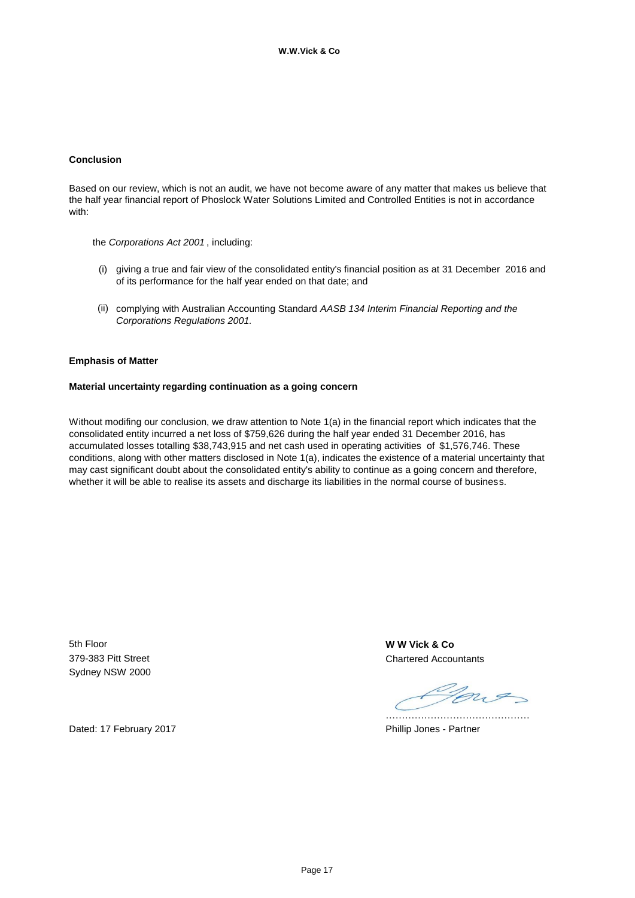**Conclusion**

Based on our review, which is not an audit, we have not become aware of any matter that makes us believe that the half year financial report of Phoslock Water Solutions Limited and Controlled Entities is not in accordance with:

the *Corporations Act 2001* , including:

(i) giving a true and fair view of the consolidated entity's financial position as at 31 December 2016 and of its performance for the half year ended on that date; and

(ii) complying with Australian Accounting Standard *AASB 134 Interim Financial Reporting and the Corporations Regulations 2001.*

**Emphasis of Matter**

**Material uncertainty regarding continuation as a going concern**

Without modifing our conclusion, we draw attention to Note 1(a) in the financial report which indicates that the consolidated entity incurred a net loss of $759,626 during the half year ended 31 December 2016, has accumulated losses totalling $38,743,915 and net cash used in operating activities of $1,576,746. These conditions, along with other matters disclosed in Note 1(a), indicates the existence of a material uncertainty that may cast significant doubt about the consolidated entity's ability to continue as a going concern and therefore, whether it will be able to realise its assets and discharge its liabilities in the normal course of business.

5th Floor
379-383 Pitt Street
Sydney NSW 2000

**W W Vick & Co**
Chartered Accountants

……………………………………
Phillip Jones - Partner

Dated: 17 February 2017